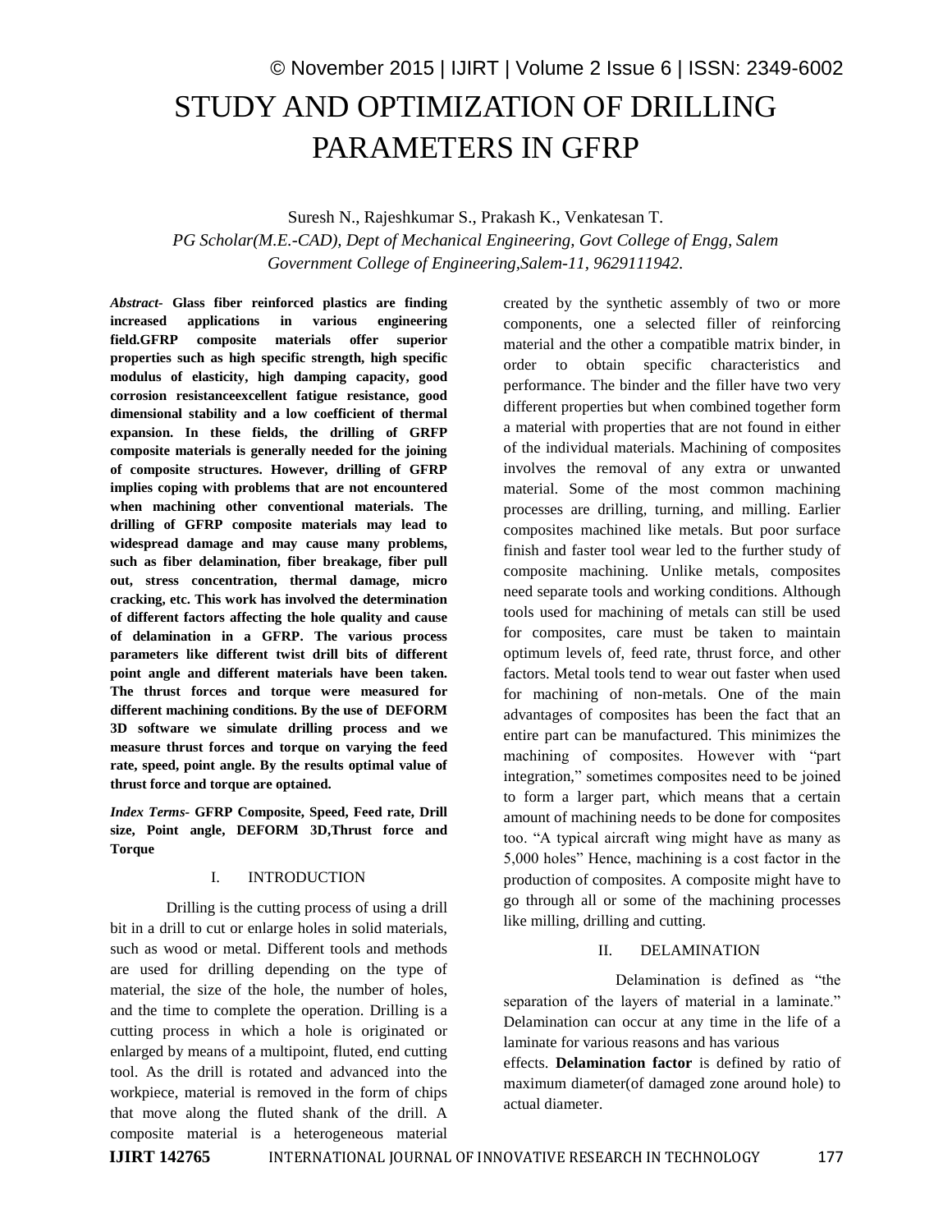# STUDY AND OPTIMIZATION OF DRILLING PARAMETERS IN GFRP

Suresh N., Rajeshkumar S., Prakash K., Venkatesan T.

*PG Scholar(M.E.-CAD), Dept of Mechanical Engineering, Govt College of Engg, Salem Government College of Engineering,Salem-11, 9629111942.*

***Abstract-*** **Glass fiber reinforced plastics are finding increased applications in various engineering field.GFRP composite materials offer superior properties such as high specific strength, high specific modulus of elasticity, high damping capacity, good corrosion resistanceexcellent fatigue resistance, good dimensional stability and a low coefficient of thermal expansion. In these fields, the drilling of GRFP composite materials is generally needed for the joining of composite structures. However, drilling of GFRP implies coping with problems that are not encountered when machining other conventional materials. The drilling of GFRP composite materials may lead to widespread damage and may cause many problems, such as fiber delamination, fiber breakage, fiber pull out, stress concentration, thermal damage, micro cracking, etc. This work has involved the determination of different factors affecting the hole quality and cause of delamination in a GFRP. The various process parameters like different twist drill bits of different point angle and different materials have been taken. The thrust forces and torque were measured for different machining conditions. By the use of DEFORM 3D software we simulate drilling process and we measure thrust forces and torque on varying the feed rate, speed, point angle. By the results optimal value of thrust force and torque are optained.**

***Index Terms-*** **GFRP Composite, Speed, Feed rate, Drill size, Point angle, DEFORM 3D,Thrust force and Torque**

## I. INTRODUCTION

Drilling is the cutting process of using a drill bit in a drill to cut or enlarge holes in solid materials, such as wood or metal. Different tools and methods are used for drilling depending on the type of material, the size of the hole, the number of holes, and the time to complete the operation. Drilling is a cutting process in which a hole is originated or enlarged by means of a multipoint, fluted, end cutting tool. As the drill is rotated and advanced into the workpiece, material is removed in the form of chips that move along the fluted shank of the drill. A composite material is a heterogeneous material created by the synthetic assembly of two or more components, one a selected filler of reinforcing material and the other a compatible matrix binder, in order to obtain specific characteristics and performance. The binder and the filler have two very different properties but when combined together form a material with properties that are not found in either of the individual materials. Machining of composites involves the removal of any extra or unwanted material. Some of the most common machining processes are drilling, turning, and milling. Earlier composites machined like metals. But poor surface finish and faster tool wear led to the further study of composite machining. Unlike metals, composites need separate tools and working conditions. Although tools used for machining of metals can still be used for composites, care must be taken to maintain optimum levels of, feed rate, thrust force, and other factors. Metal tools tend to wear out faster when used for machining of non-metals. One of the main advantages of composites has been the fact that an entire part can be manufactured. This minimizes the machining of composites. However with "part integration," sometimes composites need to be joined to form a larger part, which means that a certain amount of machining needs to be done for composites too. "A typical aircraft wing might have as many as 5,000 holes" Hence, machining is a cost factor in the production of composites. A composite might have to go through all or some of the machining processes like milling, drilling and cutting.

## II. DELAMINATION

Delamination is defined as "the separation of the layers of material in a laminate." Delamination can occur at any time in the life of a laminate for various reasons and has various effects. **Delamination factor** is defined by ratio of maximum diameter(of damaged zone around hole) to actual diameter.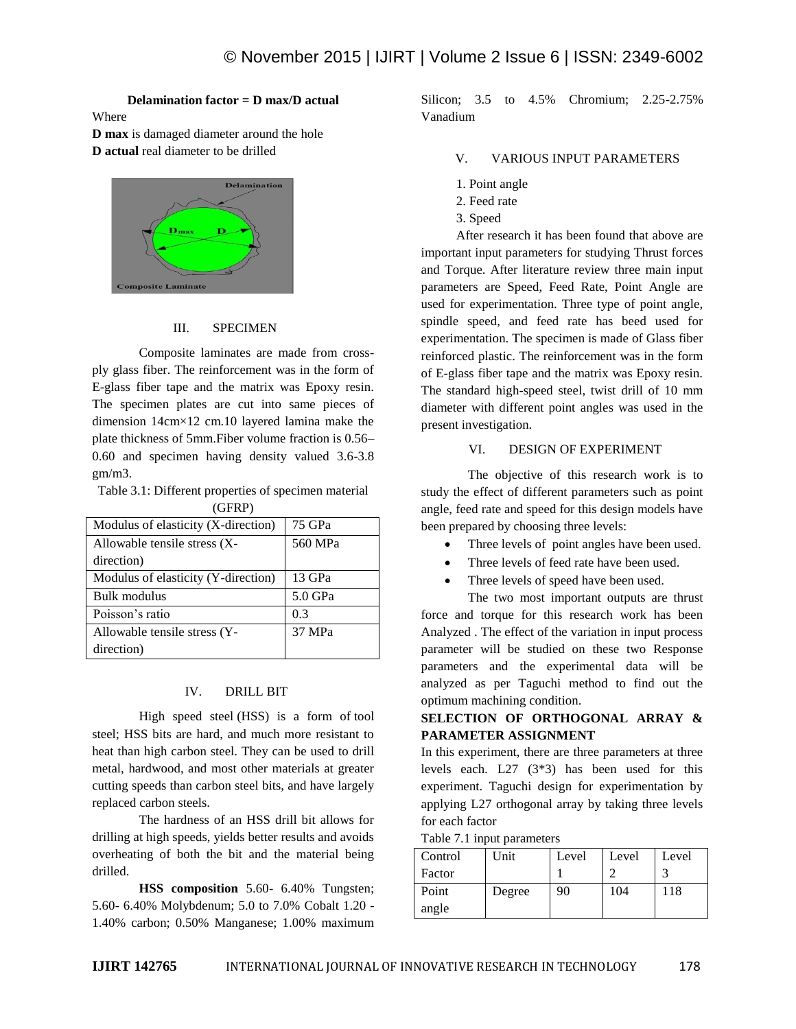**Delamination factor = D max/D actual**

Where

**D max** is damaged diameter around the hole

**D actual** real diameter to be drilled

## III. SPECIMEN

Composite laminates are made from cross-ply glass fiber. The reinforcement was in the form of E-glass fiber tape and the matrix was Epoxy resin. The specimen plates are cut into same pieces of dimension 14cm×12 cm.10 layered lamina make the plate thickness of 5mm.Fiber volume fraction is 0.56–0.60 and specimen having density valued 3.6-3.8 gm/m3.

Table 3.1: Different properties of specimen material (GFRP)

| Modulus of elasticity (X-direction) | 75 GPa |
|---|---|
| Allowable tensile stress (X-direction) | 560 MPa |
| Modulus of elasticity (Y-direction) | 13 GPa |
| Bulk modulus | 5.0 GPa |
| Poisson's ratio | 0.3 |
| Allowable tensile stress (Y-direction) | 37 MPa |

## IV. DRILL BIT

High speed steel (HSS) is a form of tool steel; HSS bits are hard, and much more resistant to heat than high carbon steel. They can be used to drill metal, hardwood, and most other materials at greater cutting speeds than carbon steel bits, and have largely replaced carbon steels.

The hardness of an HSS drill bit allows for drilling at high speeds, yields better results and avoids overheating of both the bit and the material being drilled.

**HSS composition** 5.60- 6.40% Tungsten; 5.60- 6.40% Molybdenum; 5.0 to 7.0% Cobalt 1.20 - 1.40% carbon; 0.50% Manganese; 1.00% maximum Silicon; 3.5 to 4.5% Chromium; 2.25-2.75% Vanadium

## V. VARIOUS INPUT PARAMETERS

1. Point angle
2. Feed rate
3. Speed

After research it has been found that above are important input parameters for studying Thrust forces and Torque. After literature review three main input parameters are Speed, Feed Rate, Point Angle are used for experimentation. Three type of point angle, spindle speed, and feed rate has beed used for experimentation. The specimen is made of Glass fiber reinforced plastic. The reinforcement was in the form of E-glass fiber tape and the matrix was Epoxy resin. The standard high-speed steel, twist drill of 10 mm diameter with different point angles was used in the present investigation.

## VI. DESIGN OF EXPERIMENT

The objective of this research work is to study the effect of different parameters such as point angle, feed rate and speed for this design models have been prepared by choosing three levels:

- Three levels of point angles have been used.
- Three levels of feed rate have been used.
- Three levels of speed have been used.

The two most important outputs are thrust force and torque for this research work has been Analyzed . The effect of the variation in input process parameter will be studied on these two Response parameters and the experimental data will be analyzed as per Taguchi method to find out the optimum machining condition.

**SELECTION OF ORTHOGONAL ARRAY & PARAMETER ASSIGNMENT**

In this experiment, there are three parameters at three levels each. L27 (3*3) has been used for this experiment. Taguchi design for experimentation by applying L27 orthogonal array by taking three levels for each factor

Table 7.1 input parameters

| Control Factor | Unit | Level 1 | Level 2 | Level 3 |
|---|---|---|---|---|
| Point angle | Degree | 90 | 104 | 118 |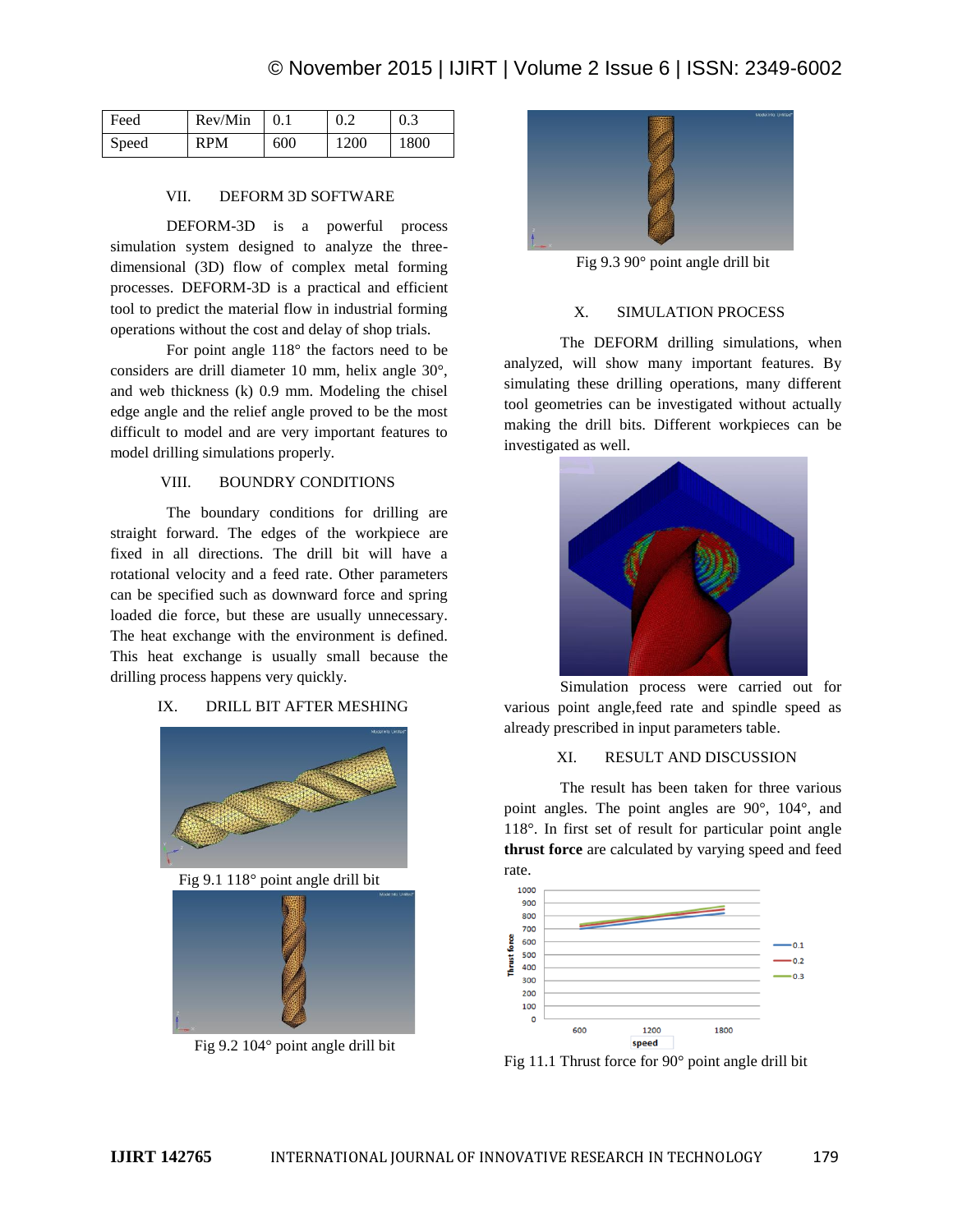| Feed | Rev/Min | 0.1 | 0.2 | 0.3 |
|---|---|---|---|---|
| Speed | RPM | 600 | 1200 | 1800 |

## VII. DEFORM 3D SOFTWARE

DEFORM-3D is a powerful process simulation system designed to analyze the three-dimensional (3D) flow of complex metal forming processes. DEFORM-3D is a practical and efficient tool to predict the material flow in industrial forming operations without the cost and delay of shop trials.

For point angle 118° the factors need to be considers are drill diameter 10 mm, helix angle 30°, and web thickness (k) 0.9 mm. Modeling the chisel edge angle and the relief angle proved to be the most difficult to model and are very important features to model drilling simulations properly.

## VIII. BOUNDRY CONDITIONS

The boundary conditions for drilling are straight forward. The edges of the workpiece are fixed in all directions. The drill bit will have a rotational velocity and a feed rate. Other parameters can be specified such as downward force and spring loaded die force, but these are usually unnecessary. The heat exchange with the environment is defined. This heat exchange is usually small because the drilling process happens very quickly.

## IX. DRILL BIT AFTER MESHING

Fig 9.1 118° point angle drill bit

Fig 9.2 104° point angle drill bit

Fig 9.3 90° point angle drill bit

## X. SIMULATION PROCESS

The DEFORM drilling simulations, when analyzed, will show many important features. By simulating these drilling operations, many different tool geometries can be investigated without actually making the drill bits. Different workpieces can be investigated as well.

Simulation process were carried out for various point angle,feed rate and spindle speed as already prescribed in input parameters table.

## XI. RESULT AND DISCUSSION

The result has been taken for three various point angles. The point angles are 90°, 104°, and 118°. In first set of result for particular point angle **thrust force** are calculated by varying speed and feed rate.

Fig 11.1 Thrust force for 90° point angle drill bit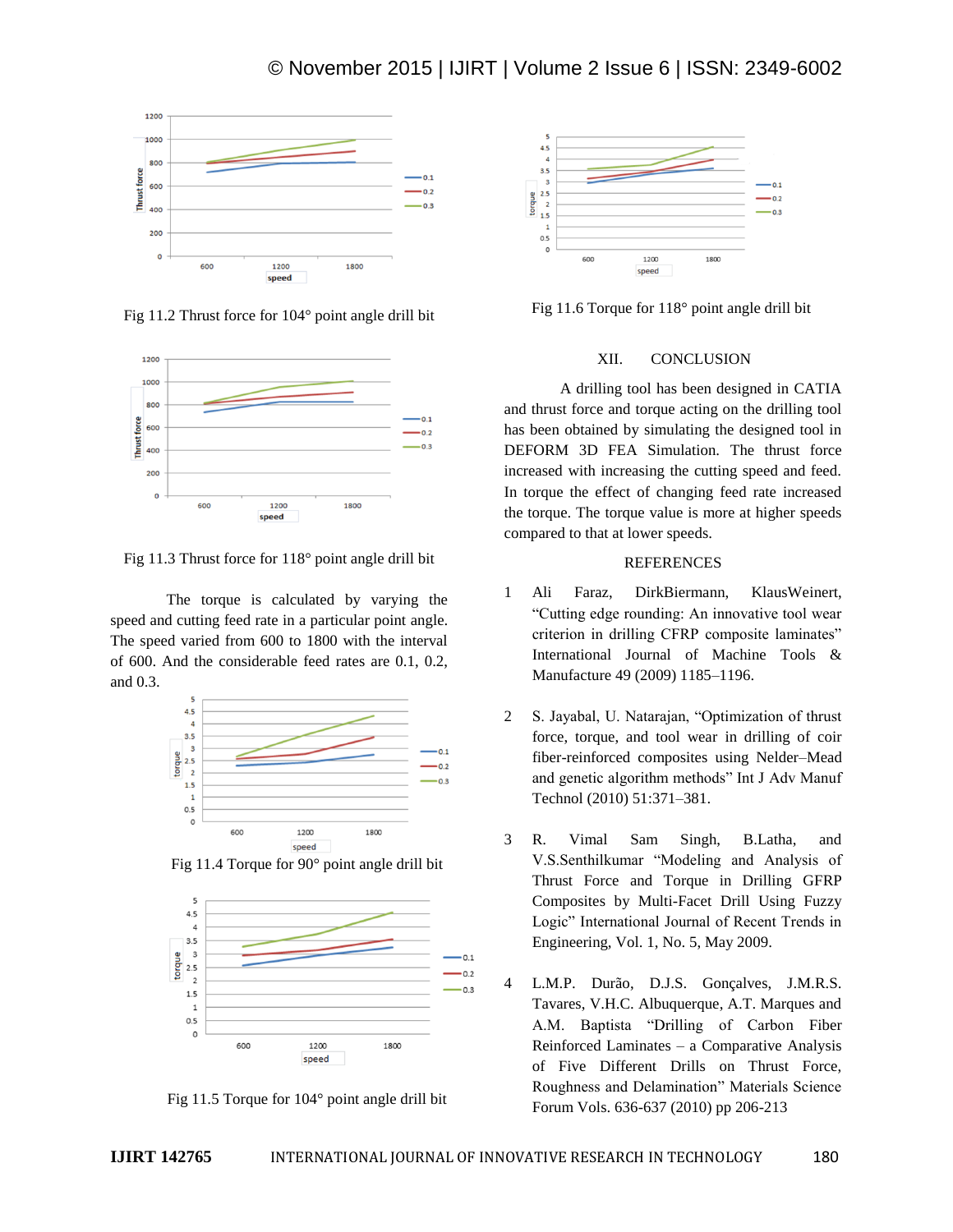Fig 11.2 Thrust force for 104° point angle drill bit

Fig 11.3 Thrust force for 118° point angle drill bit

The torque is calculated by varying the speed and cutting feed rate in a particular point angle. The speed varied from 600 to 1800 with the interval of 600. And the considerable feed rates are 0.1, 0.2, and 0.3.

Fig 11.4 Torque for 90° point angle drill bit

Fig 11.5 Torque for 104° point angle drill bit

Fig 11.6 Torque for 118° point angle drill bit

## XII. CONCLUSION

A drilling tool has been designed in CATIA and thrust force and torque acting on the drilling tool has been obtained by simulating the designed tool in DEFORM 3D FEA Simulation. The thrust force increased with increasing the cutting speed and feed. In torque the effect of changing feed rate increased the torque. The torque value is more at higher speeds compared to that at lower speeds.

## REFERENCES

1. Ali Faraz, DirkBiermann, KlausWeinert, "Cutting edge rounding: An innovative tool wear criterion in drilling CFRP composite laminates" International Journal of Machine Tools & Manufacture 49 (2009) 1185–1196.

2. S. Jayabal, U. Natarajan, "Optimization of thrust force, torque, and tool wear in drilling of coir fiber-reinforced composites using Nelder–Mead and genetic algorithm methods" Int J Adv Manuf Technol (2010) 51:371–381.

3. R. Vimal Sam Singh, B.Latha, and V.S.Senthilkumar "Modeling and Analysis of Thrust Force and Torque in Drilling GFRP Composites by Multi-Facet Drill Using Fuzzy Logic" International Journal of Recent Trends in Engineering, Vol. 1, No. 5, May 2009.

4. L.M.P. Durão, D.J.S. Gonçalves, J.M.R.S. Tavares, V.H.C. Albuquerque, A.T. Marques and A.M. Baptista "Drilling of Carbon Fiber Reinforced Laminates – a Comparative Analysis of Five Different Drills on Thrust Force, Roughness and Delamination" Materials Science Forum Vols. 636-637 (2010) pp 206-213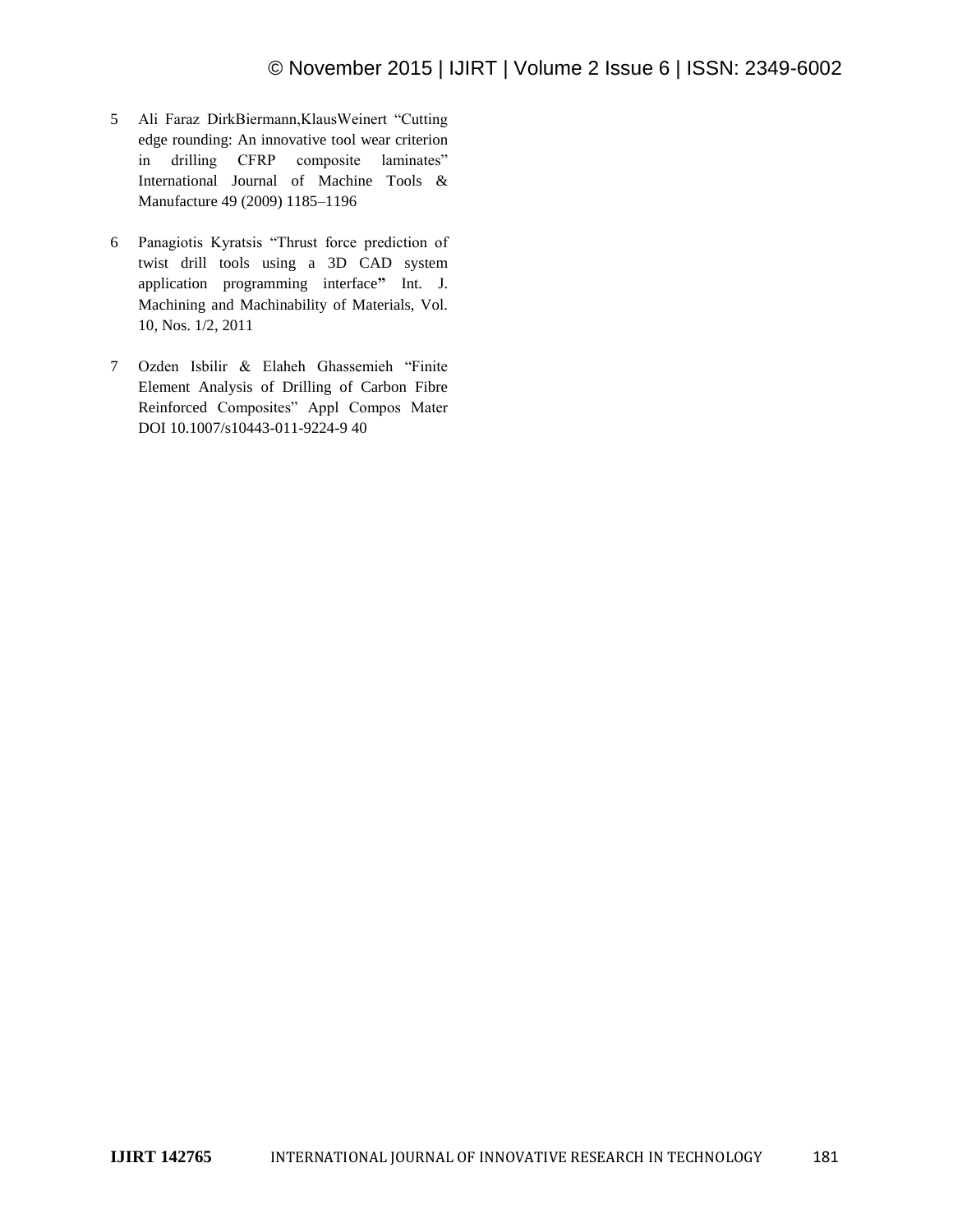5. Ali Faraz DirkBiermann,KlausWeinert "Cutting edge rounding: An innovative tool wear criterion in drilling CFRP composite laminates" International Journal of Machine Tools & Manufacture 49 (2009) 1185–1196

6. Panagiotis Kyratsis "Thrust force prediction of twist drill tools using a 3D CAD system application programming interface" Int. J. Machining and Machinability of Materials, Vol. 10, Nos. 1/2, 2011

7. Ozden Isbilir & Elaheh Ghassemieh "Finite Element Analysis of Drilling of Carbon Fibre Reinforced Composites" Appl Compos Mater DOI 10.1007/s10443-011-9224-9 40